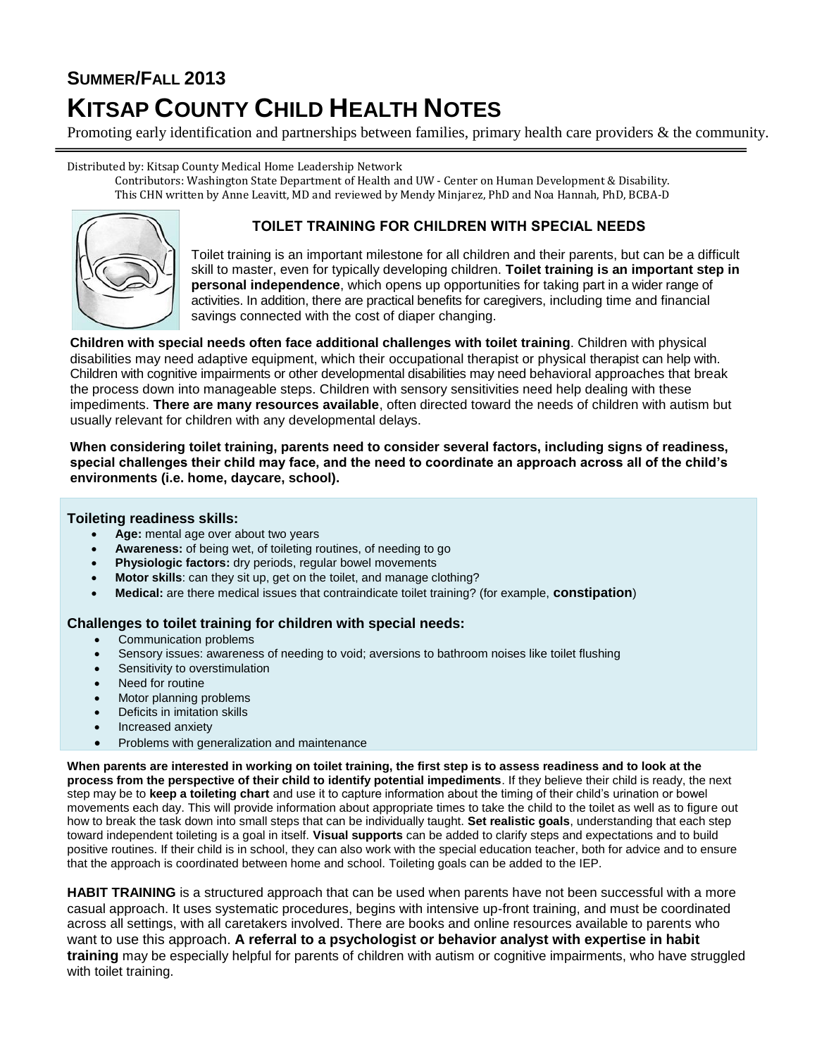# SUMMER/FALL 2013
# KITSAP COUNTY CHILD HEALTH NOTES

Promoting early identification and partnerships between families, primary health care providers & the community.

Distributed by: Kitsap County Medical Home Leadership Network

Contributors: Washington State Department of Health and UW - Center on Human Development & Disability.
This CHN written by Anne Leavitt, MD and reviewed by Mendy Minjarez, PhD and Noa Hannah, PhD, BCBA-D

## TOILET TRAINING FOR CHILDREN WITH SPECIAL NEEDS

Toilet training is an important milestone for all children and their parents, but can be a difficult skill to master, even for typically developing children. **Toilet training is an important step in personal independence**, which opens up opportunities for taking part in a wider range of activities. In addition, there are practical benefits for caregivers, including time and financial savings connected with the cost of diaper changing.

**Children with special needs often face additional challenges with toilet training**. Children with physical disabilities may need adaptive equipment, which their occupational therapist or physical therapist can help with. Children with cognitive impairments or other developmental disabilities may need behavioral approaches that break the process down into manageable steps. Children with sensory sensitivities need help dealing with these impediments. **There are many resources available**, often directed toward the needs of children with autism but usually relevant for children with any developmental delays.

**When considering toilet training, parents need to consider several factors, including signs of readiness, special challenges their child may face, and the need to coordinate an approach across all of the child's environments (i.e. home, daycare, school).**

### Toileting readiness skills:

- **Age:** mental age over about two years
- **Awareness:** of being wet, of toileting routines, of needing to go
- **Physiologic factors:** dry periods, regular bowel movements
- **Motor skills**: can they sit up, get on the toilet, and manage clothing?
- **Medical:** are there medical issues that contraindicate toilet training? (for example, **constipation**)

### Challenges to toilet training for children with special needs:

- Communication problems
- Sensory issues: awareness of needing to void; aversions to bathroom noises like toilet flushing
- Sensitivity to overstimulation
- Need for routine
- Motor planning problems
- Deficits in imitation skills
- Increased anxiety
- Problems with generalization and maintenance

**When parents are interested in working on toilet training, the first step is to assess readiness and to look at the process from the perspective of their child to identify potential impediments**. If they believe their child is ready, the next step may be to **keep a toileting chart** and use it to capture information about the timing of their child's urination or bowel movements each day. This will provide information about appropriate times to take the child to the toilet as well as to figure out how to break the task down into small steps that can be individually taught. **Set realistic goals**, understanding that each step toward independent toileting is a goal in itself. **Visual supports** can be added to clarify steps and expectations and to build positive routines. If their child is in school, they can also work with the special education teacher, both for advice and to ensure that the approach is coordinated between home and school. Toileting goals can be added to the IEP.

**HABIT TRAINING** is a structured approach that can be used when parents have not been successful with a more casual approach. It uses systematic procedures, begins with intensive up-front training, and must be coordinated across all settings, with all caretakers involved. There are books and online resources available to parents who want to use this approach. **A referral to a psychologist or behavior analyst with expertise in habit training** may be especially helpful for parents of children with autism or cognitive impairments, who have struggled with toilet training.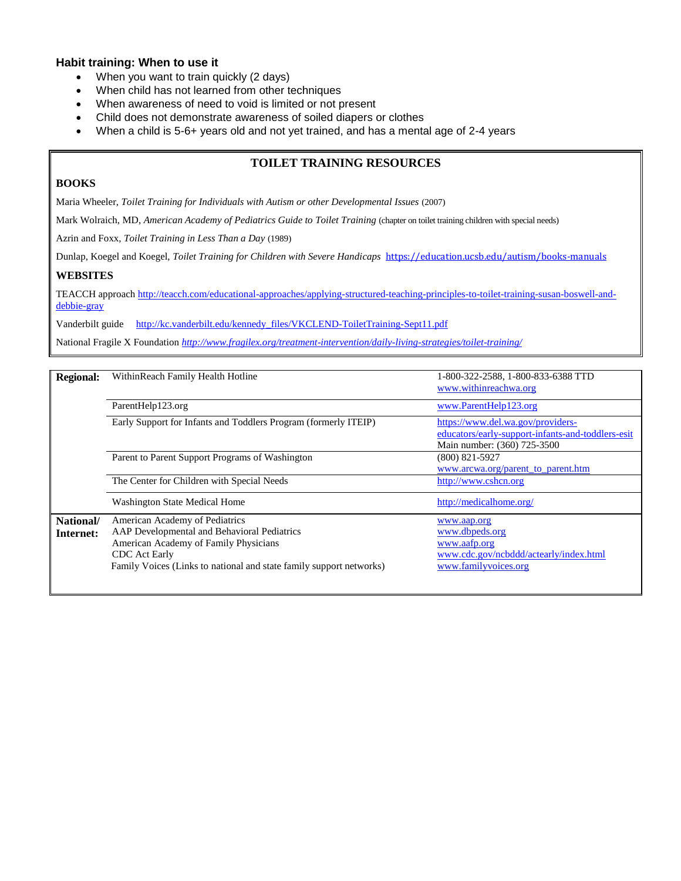### Habit training: When to use it

- When you want to train quickly (2 days)
- When child has not learned from other techniques
- When awareness of need to void is limited or not present
- Child does not demonstrate awareness of soiled diapers or clothes
- When a child is 5-6+ years old and not yet trained, and has a mental age of 2-4 years

## TOILET TRAINING RESOURCES

**BOOKS**

Maria Wheeler, *Toilet Training for Individuals with Autism or other Developmental Issues* (2007)

Mark Wolraich, MD, *American Academy of Pediatrics Guide to Toilet Training* (chapter on toilet training children with special needs)

Azrin and Foxx, *Toilet Training in Less Than a Day* (1989)

Dunlap, Koegel and Koegel, *Toilet Training for Children with Severe Handicaps* https://education.ucsb.edu/autism/books-manuals

**WEBSITES**

TEACCH approach http://teacch.com/educational-approaches/applying-structured-teaching-principles-to-toilet-training-susan-boswell-and-debbie-gray

Vanderbilt guide http://kc.vanderbilt.edu/kennedy_files/VKCLEND-ToiletTraining-Sept11.pdf

National Fragile X Foundation *http://www.fragilex.org/treatment-intervention/daily-living-strategies/toilet-training/*

| | | |
|---|---|---|
| **Regional:** | WithinReach Family Health Hotline | 1-800-322-2588, 1-800-833-6388 TTD<br>www.withinreachwa.org |
| | ParentHelp123.org | www.ParentHelp123.org |
| | Early Support for Infants and Toddlers Program (formerly ITEIP) | https://www.del.wa.gov/providers-educators/early-support-infants-and-toddlers-esit<br>Main number: (360) 725-3500 |
| | Parent to Parent Support Programs of Washington | (800) 821-5927<br>www.arcwa.org/parent_to_parent.htm |
| | The Center for Children with Special Needs | http://www.cshcn.org |
| | Washington State Medical Home | http://medicalhome.org/ |
| **National/ Internet:** | American Academy of Pediatrics<br>AAP Developmental and Behavioral Pediatrics<br>American Academy of Family Physicians<br>CDC Act Early<br>Family Voices (Links to national and state family support networks) | www.aap.org<br>www.dbpeds.org<br>www.aafp.org<br>www.cdc.gov/ncbddd/actearly/index.html<br>www.familyvoices.org |